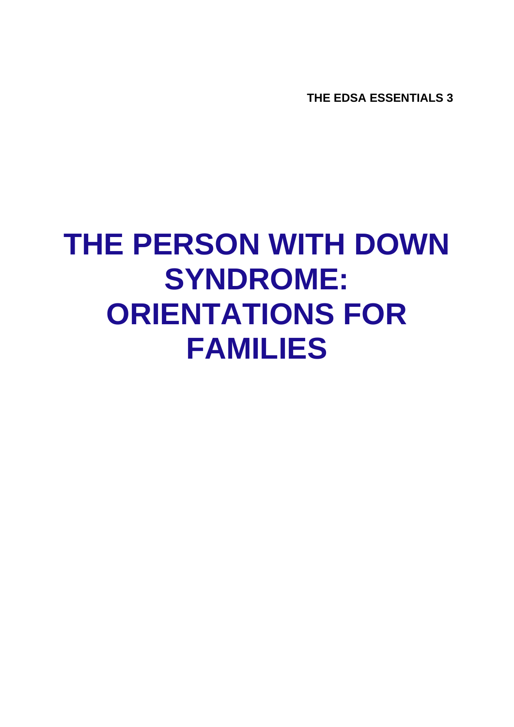**THE EDSA ESSENTIALS 3**

# THE PERSON WITH DOWN SYNDROME: ORIENTATIONS FOR FAMILIES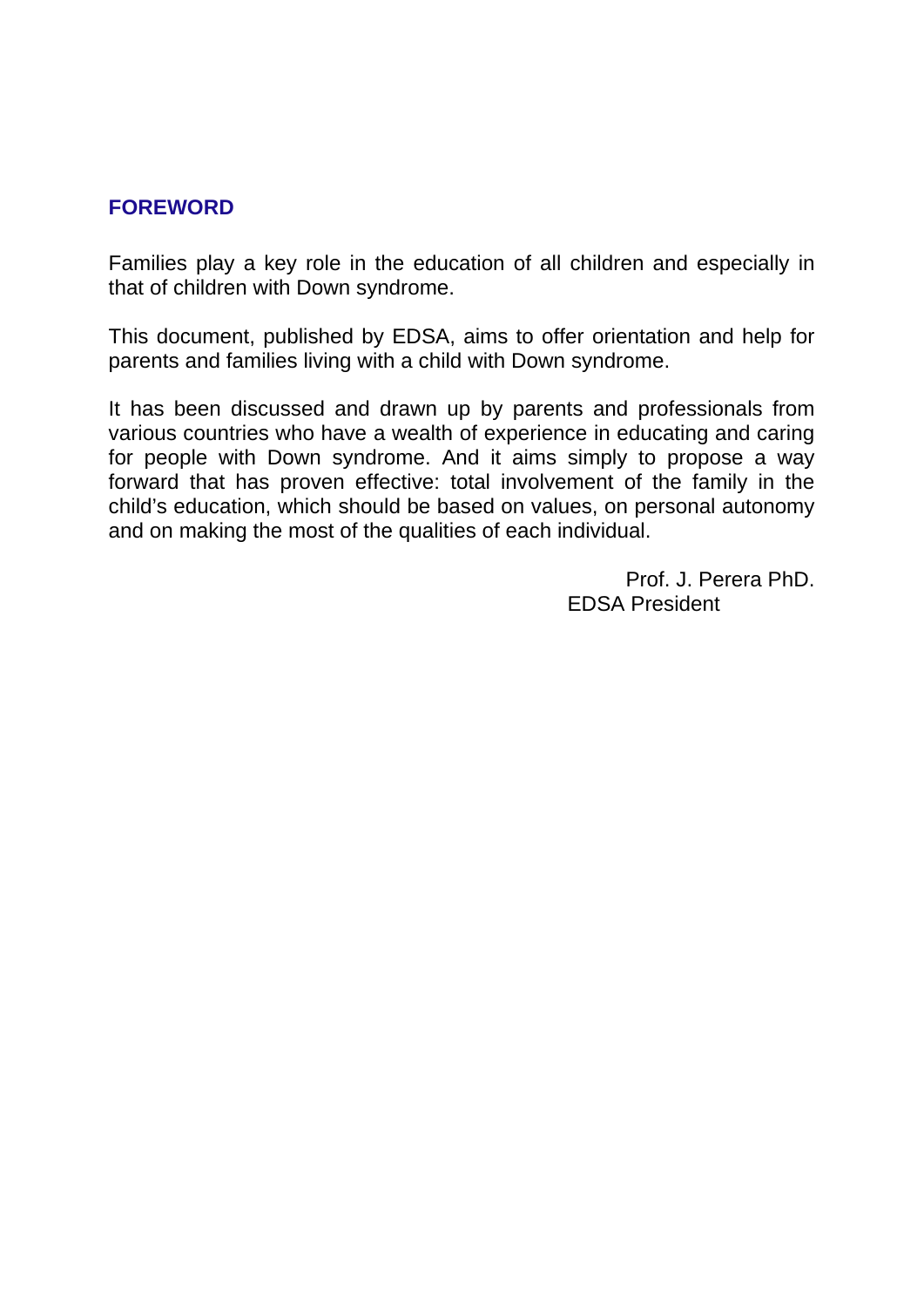## FOREWORD

Families play a key role in the education of all children and especially in that of children with Down syndrome.

This document, published by EDSA, aims to offer orientation and help for parents and families living with a child with Down syndrome.

It has been discussed and drawn up by parents and professionals from various countries who have a wealth of experience in educating and caring for people with Down syndrome. And it aims simply to propose a way forward that has proven effective: total involvement of the family in the child's education, which should be based on values, on personal autonomy and on making the most of the qualities of each individual.

Prof. J. Perera PhD.
EDSA President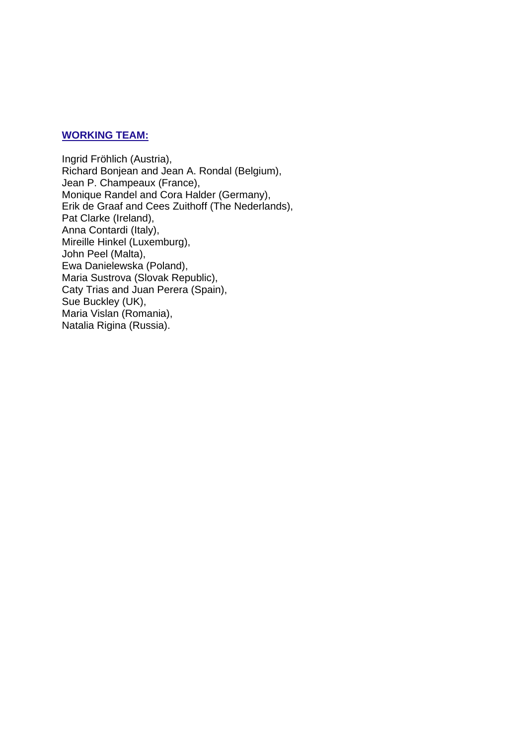**WORKING TEAM:**

Ingrid Fröhlich (Austria),  
Richard Bonjean and Jean A. Rondal (Belgium),  
Jean P. Champeaux (France),  
Monique Randel and Cora Halder (Germany),  
Erik de Graaf and Cees Zuithoff (The Nederlands),  
Pat Clarke (Ireland),  
Anna Contardi (Italy),  
Mireille Hinkel (Luxemburg),  
John Peel (Malta),  
Ewa Danielewska (Poland),  
Maria Sustrova (Slovak Republic),  
Caty Trias and Juan Perera (Spain),  
Sue Buckley (UK),  
Maria Vislan (Romania),  
Natalia Rigina (Russia).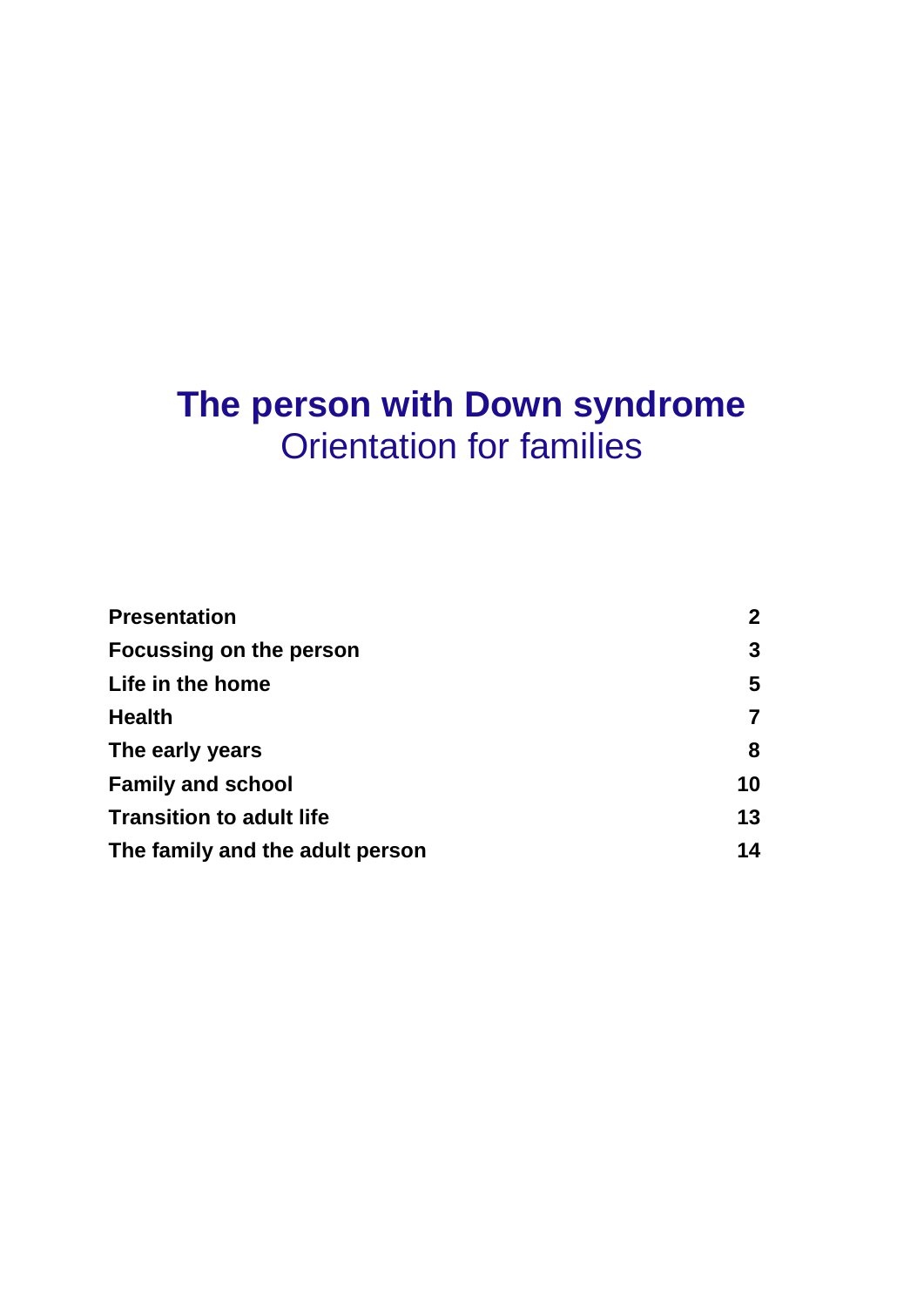# The person with Down syndrome

## Orientation for families

| | |
|---|---|
| **Presentation** | **2** |
| **Focussing on the person** | **3** |
| **Life in the home** | **5** |
| **Health** | **7** |
| **The early years** | **8** |
| **Family and school** | **10** |
| **Transition to adult life** | **13** |
| **The family and the adult person** | **14** |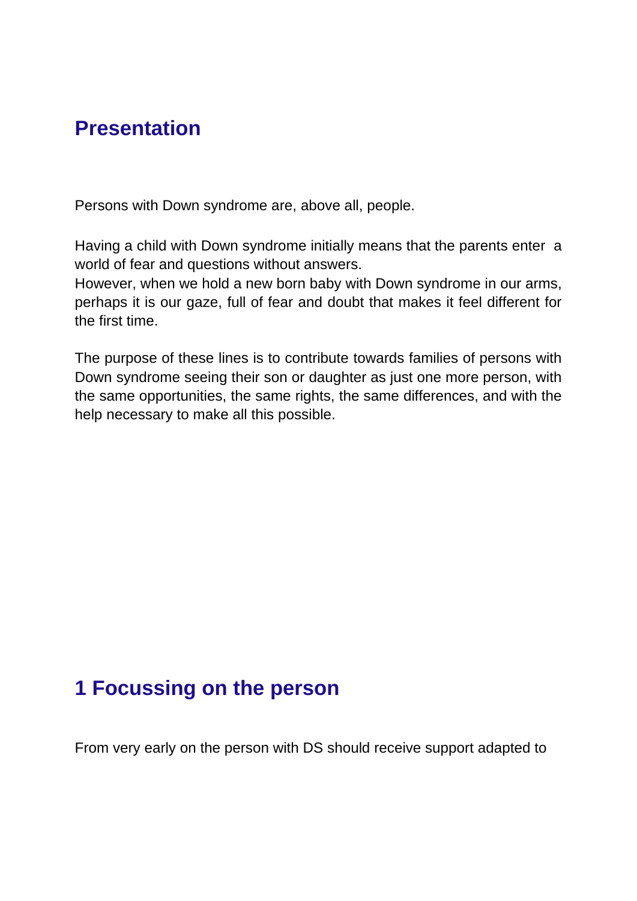## Presentation

Persons with Down syndrome are, above all, people.

Having a child with Down syndrome initially means that the parents enter a world of fear and questions without answers.
However, when we hold a new born baby with Down syndrome in our arms, perhaps it is our gaze, full of fear and doubt that makes it feel different for the first time.

The purpose of these lines is to contribute towards families of persons with Down syndrome seeing their son or daughter as just one more person, with the same opportunities, the same rights, the same differences, and with the help necessary to make all this possible.

## 1 Focussing on the person

From very early on the person with DS should receive support adapted to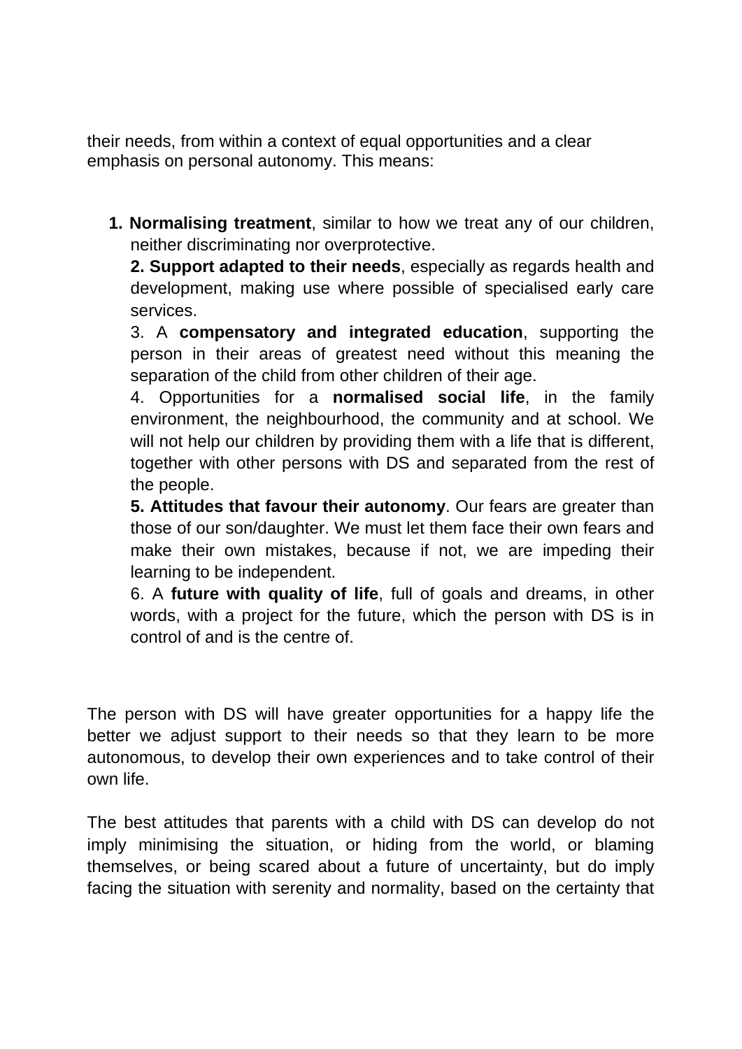their needs, from within a context of equal opportunities and a clear emphasis on personal autonomy. This means:

1. **Normalising treatment**, similar to how we treat any of our children, neither discriminating nor overprotective.
2. **Support adapted to their needs**, especially as regards health and development, making use where possible of specialised early care services.
3. A **compensatory and integrated education**, supporting the person in their areas of greatest need without this meaning the separation of the child from other children of their age.
4. Opportunities for a **normalised social life**, in the family environment, the neighbourhood, the community and at school. We will not help our children by providing them with a life that is different, together with other persons with DS and separated from the rest of the people.
5. **Attitudes that favour their autonomy**. Our fears are greater than those of our son/daughter. We must let them face their own fears and make their own mistakes, because if not, we are impeding their learning to be independent.
6. A **future with quality of life**, full of goals and dreams, in other words, with a project for the future, which the person with DS is in control of and is the centre of.

The person with DS will have greater opportunities for a happy life the better we adjust support to their needs so that they learn to be more autonomous, to develop their own experiences and to take control of their own life.

The best attitudes that parents with a child with DS can develop do not imply minimising the situation, or hiding from the world, or blaming themselves, or being scared about a future of uncertainty, but do imply facing the situation with serenity and normality, based on the certainty that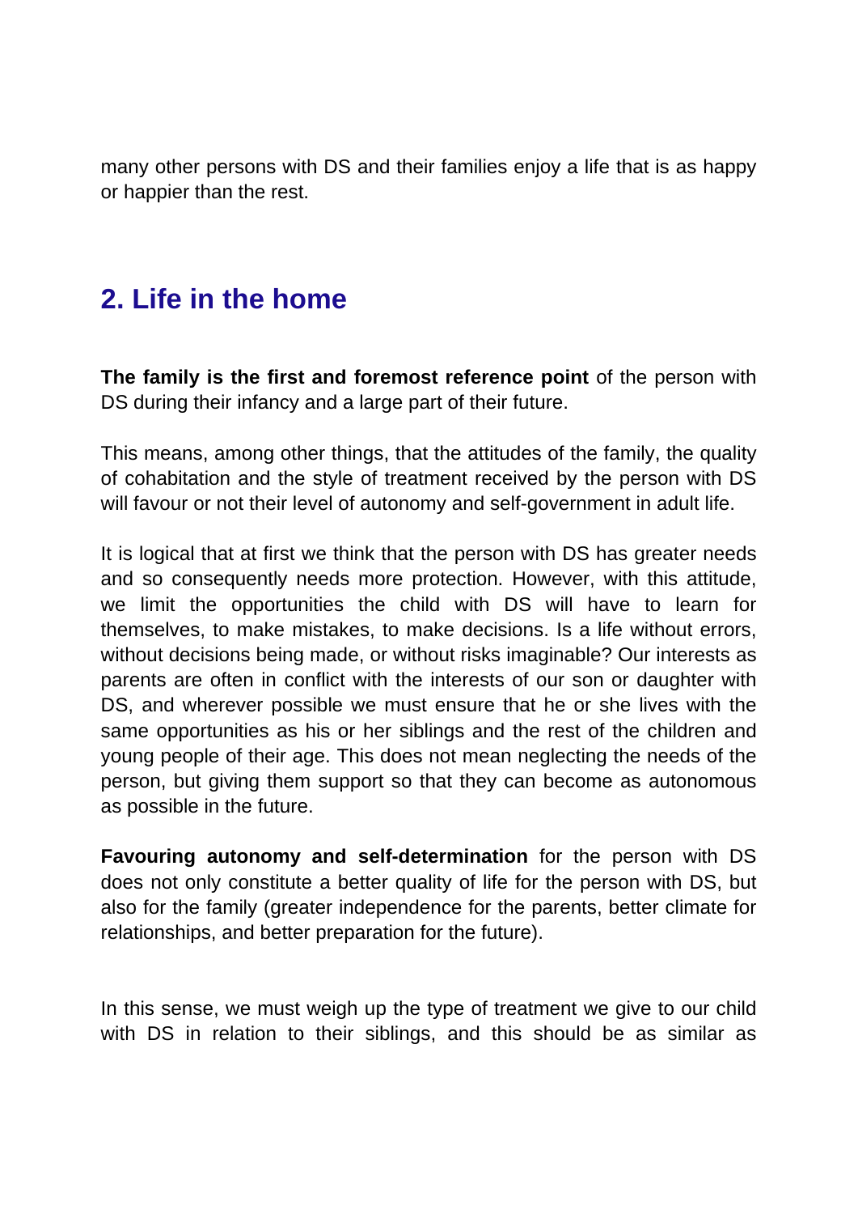many other persons with DS and their families enjoy a life that is as happy or happier than the rest.

## 2. Life in the home

**The family is the first and foremost reference point** of the person with DS during their infancy and a large part of their future.

This means, among other things, that the attitudes of the family, the quality of cohabitation and the style of treatment received by the person with DS will favour or not their level of autonomy and self-government in adult life.

It is logical that at first we think that the person with DS has greater needs and so consequently needs more protection. However, with this attitude, we limit the opportunities the child with DS will have to learn for themselves, to make mistakes, to make decisions. Is a life without errors, without decisions being made, or without risks imaginable? Our interests as parents are often in conflict with the interests of our son or daughter with DS, and wherever possible we must ensure that he or she lives with the same opportunities as his or her siblings and the rest of the children and young people of their age. This does not mean neglecting the needs of the person, but giving them support so that they can become as autonomous as possible in the future.

**Favouring autonomy and self-determination** for the person with DS does not only constitute a better quality of life for the person with DS, but also for the family (greater independence for the parents, better climate for relationships, and better preparation for the future).

In this sense, we must weigh up the type of treatment we give to our child with DS in relation to their siblings, and this should be as similar as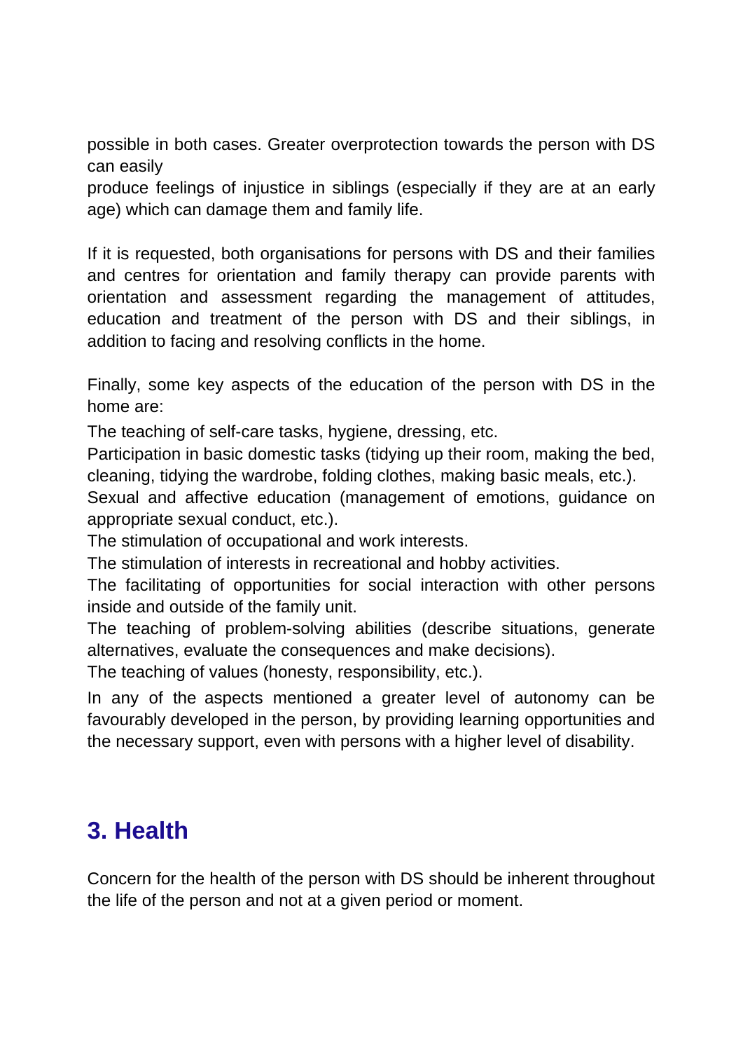possible in both cases. Greater overprotection towards the person with DS can easily produce feelings of injustice in siblings (especially if they are at an early age) which can damage them and family life.

If it is requested, both organisations for persons with DS and their families and centres for orientation and family therapy can provide parents with orientation and assessment regarding the management of attitudes, education and treatment of the person with DS and their siblings, in addition to facing and resolving conflicts in the home.

Finally, some key aspects of the education of the person with DS in the home are:

The teaching of self-care tasks, hygiene, dressing, etc.

Participation in basic domestic tasks (tidying up their room, making the bed, cleaning, tidying the wardrobe, folding clothes, making basic meals, etc.).

Sexual and affective education (management of emotions, guidance on appropriate sexual conduct, etc.).

The stimulation of occupational and work interests.

The stimulation of interests in recreational and hobby activities.

The facilitating of opportunities for social interaction with other persons inside and outside of the family unit.

The teaching of problem-solving abilities (describe situations, generate alternatives, evaluate the consequences and make decisions).

The teaching of values (honesty, responsibility, etc.).

In any of the aspects mentioned a greater level of autonomy can be favourably developed in the person, by providing learning opportunities and the necessary support, even with persons with a higher level of disability.

## 3. Health

Concern for the health of the person with DS should be inherent throughout the life of the person and not at a given period or moment.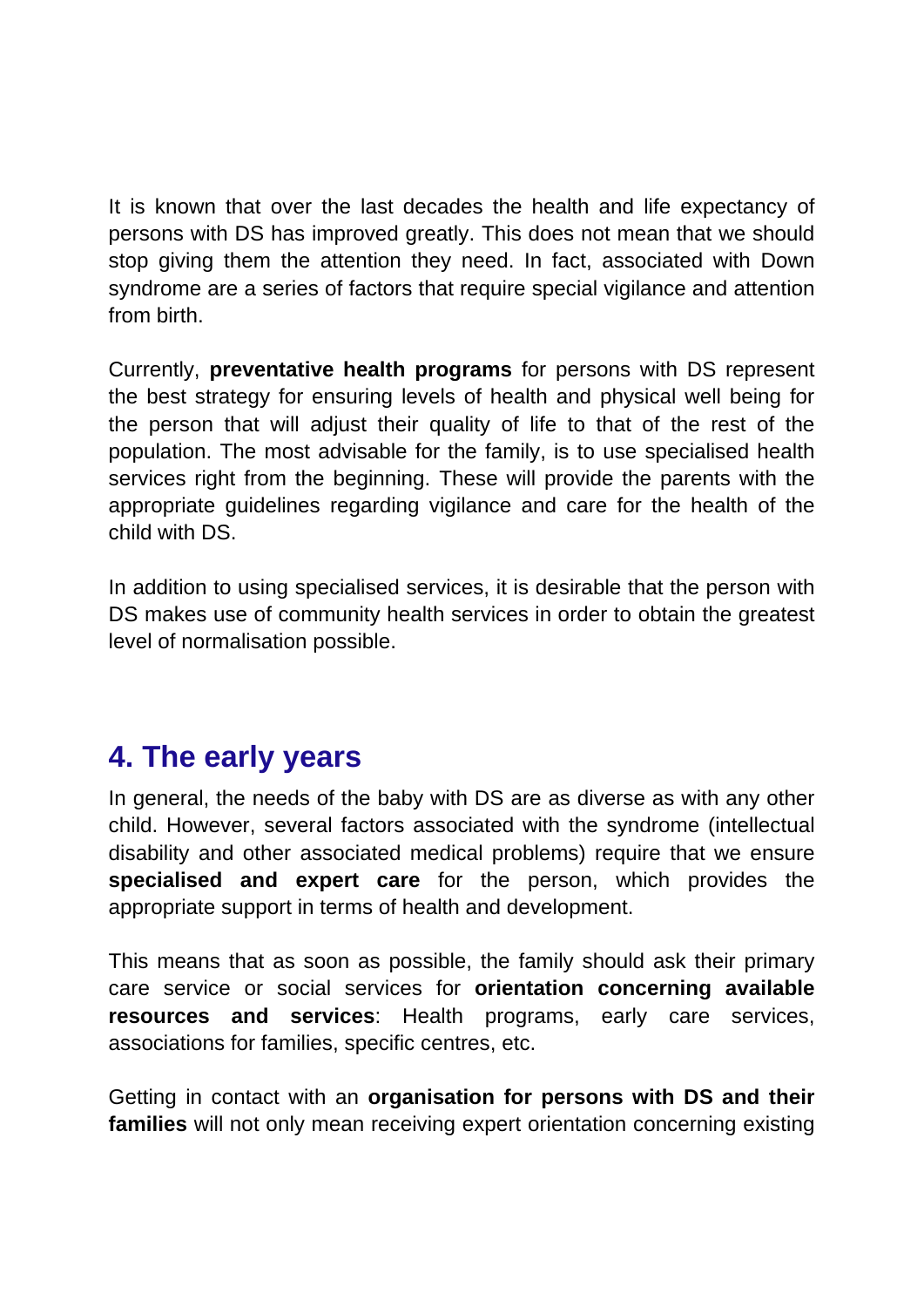It is known that over the last decades the health and life expectancy of persons with DS has improved greatly. This does not mean that we should stop giving them the attention they need. In fact, associated with Down syndrome are a series of factors that require special vigilance and attention from birth.

Currently, **preventative health programs** for persons with DS represent the best strategy for ensuring levels of health and physical well being for the person that will adjust their quality of life to that of the rest of the population. The most advisable for the family, is to use specialised health services right from the beginning. These will provide the parents with the appropriate guidelines regarding vigilance and care for the health of the child with DS.

In addition to using specialised services, it is desirable that the person with DS makes use of community health services in order to obtain the greatest level of normalisation possible.

## 4. The early years

In general, the needs of the baby with DS are as diverse as with any other child. However, several factors associated with the syndrome (intellectual disability and other associated medical problems) require that we ensure **specialised and expert care** for the person, which provides the appropriate support in terms of health and development.

This means that as soon as possible, the family should ask their primary care service or social services for **orientation concerning available resources and services**: Health programs, early care services, associations for families, specific centres, etc.

Getting in contact with an **organisation for persons with DS and their families** will not only mean receiving expert orientation concerning existing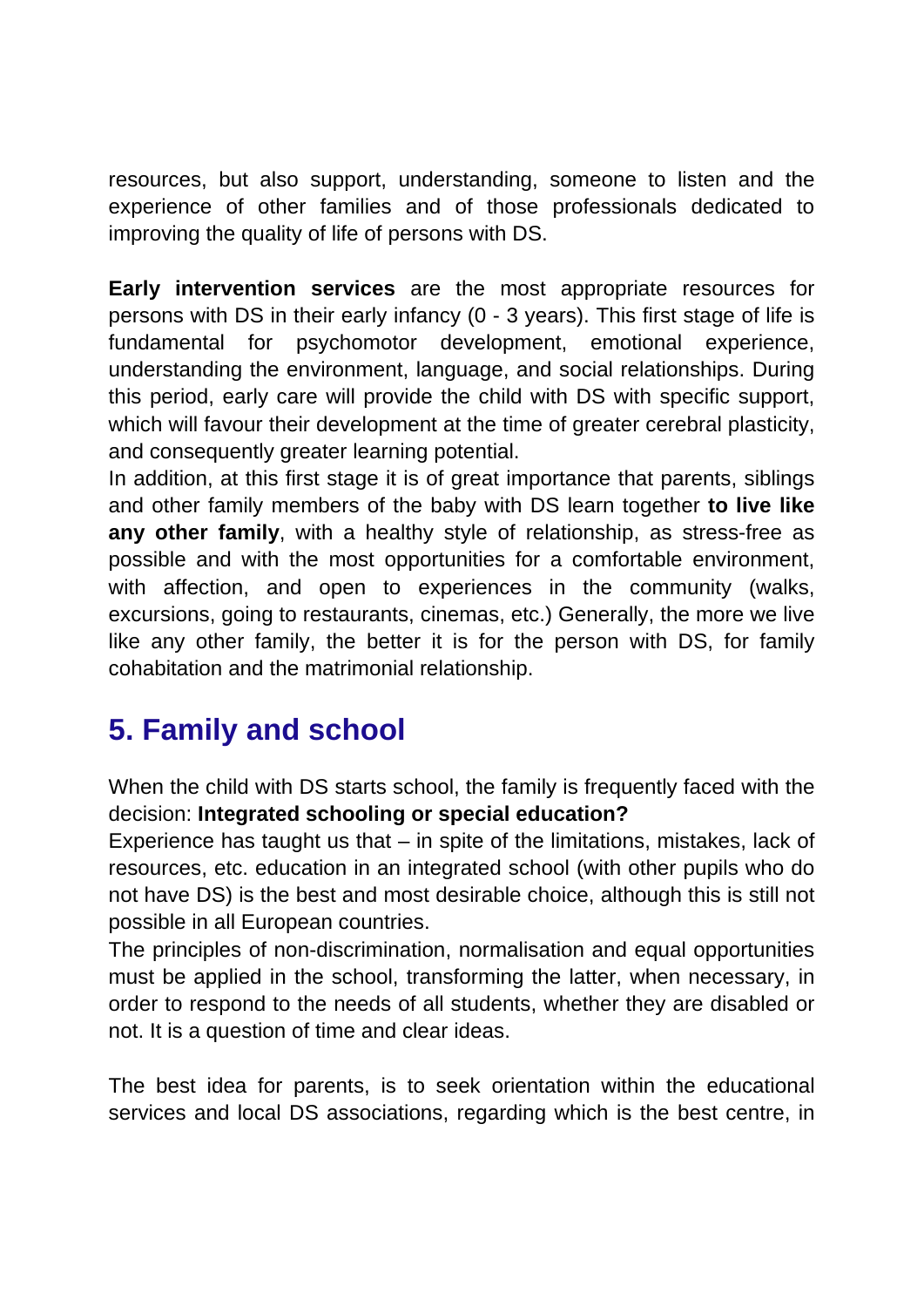resources, but also support, understanding, someone to listen and the experience of other families and of those professionals dedicated to improving the quality of life of persons with DS.

**Early intervention services** are the most appropriate resources for persons with DS in their early infancy (0 - 3 years). This first stage of life is fundamental for psychomotor development, emotional experience, understanding the environment, language, and social relationships. During this period, early care will provide the child with DS with specific support, which will favour their development at the time of greater cerebral plasticity, and consequently greater learning potential.
In addition, at this first stage it is of great importance that parents, siblings and other family members of the baby with DS learn together **to live like any other family**, with a healthy style of relationship, as stress-free as possible and with the most opportunities for a comfortable environment, with affection, and open to experiences in the community (walks, excursions, going to restaurants, cinemas, etc.) Generally, the more we live like any other family, the better it is for the person with DS, for family cohabitation and the matrimonial relationship.

## 5. Family and school

When the child with DS starts school, the family is frequently faced with the decision: **Integrated schooling or special education?**
Experience has taught us that – in spite of the limitations, mistakes, lack of resources, etc. education in an integrated school (with other pupils who do not have DS) is the best and most desirable choice, although this is still not possible in all European countries.
The principles of non-discrimination, normalisation and equal opportunities must be applied in the school, transforming the latter, when necessary, in order to respond to the needs of all students, whether they are disabled or not. It is a question of time and clear ideas.

The best idea for parents, is to seek orientation within the educational services and local DS associations, regarding which is the best centre, in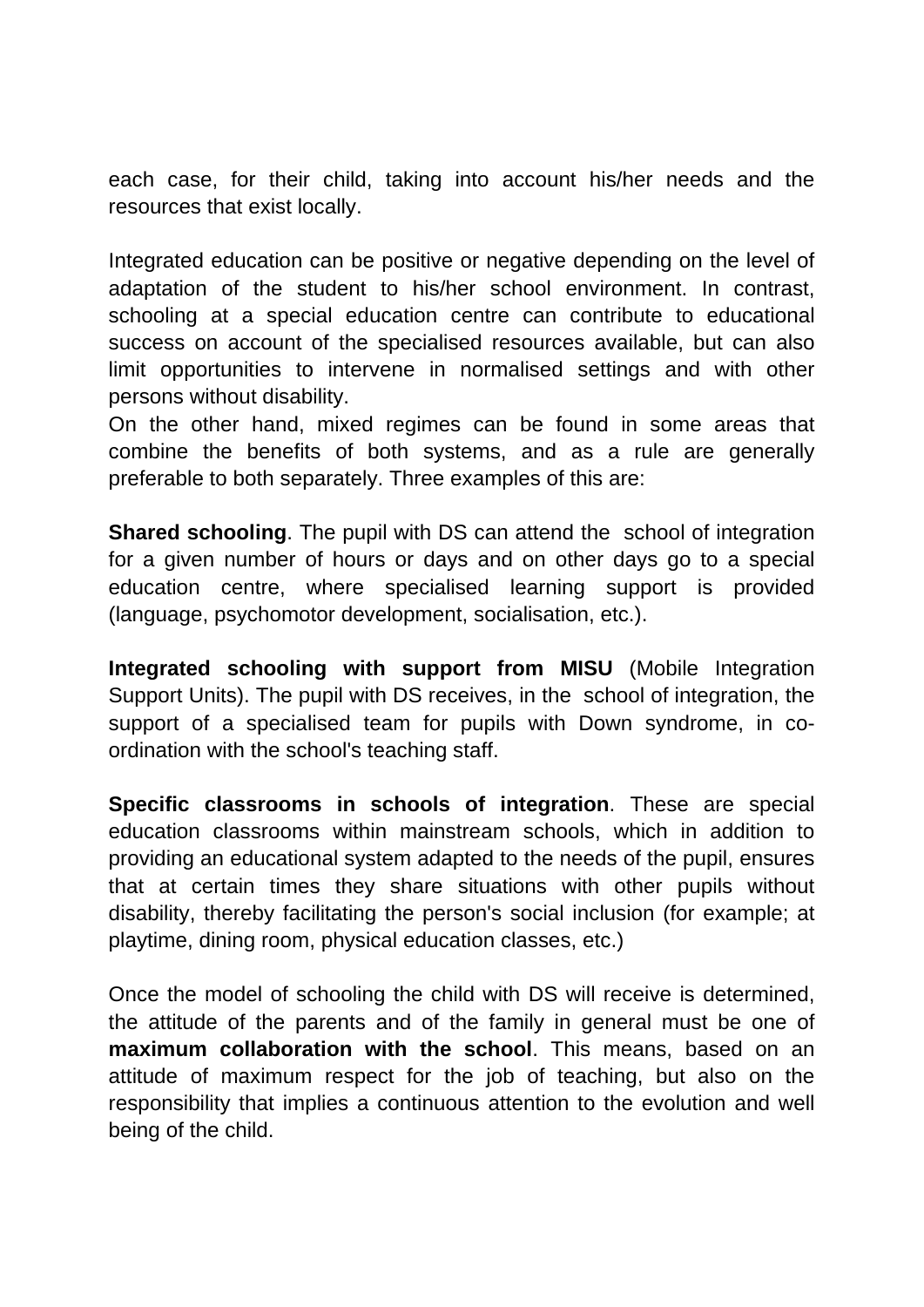each case, for their child, taking into account his/her needs and the resources that exist locally.

Integrated education can be positive or negative depending on the level of adaptation of the student to his/her school environment. In contrast, schooling at a special education centre can contribute to educational success on account of the specialised resources available, but can also limit opportunities to intervene in normalised settings and with other persons without disability.

On the other hand, mixed regimes can be found in some areas that combine the benefits of both systems, and as a rule are generally preferable to both separately. Three examples of this are:

**Shared schooling**. The pupil with DS can attend the school of integration for a given number of hours or days and on other days go to a special education centre, where specialised learning support is provided (language, psychomotor development, socialisation, etc.).

**Integrated schooling with support from MISU** (Mobile Integration Support Units). The pupil with DS receives, in the school of integration, the support of a specialised team for pupils with Down syndrome, in co-ordination with the school's teaching staff.

**Specific classrooms in schools of integration**. These are special education classrooms within mainstream schools, which in addition to providing an educational system adapted to the needs of the pupil, ensures that at certain times they share situations with other pupils without disability, thereby facilitating the person's social inclusion (for example; at playtime, dining room, physical education classes, etc.)

Once the model of schooling the child with DS will receive is determined, the attitude of the parents and of the family in general must be one of **maximum collaboration with the school**. This means, based on an attitude of maximum respect for the job of teaching, but also on the responsibility that implies a continuous attention to the evolution and well being of the child.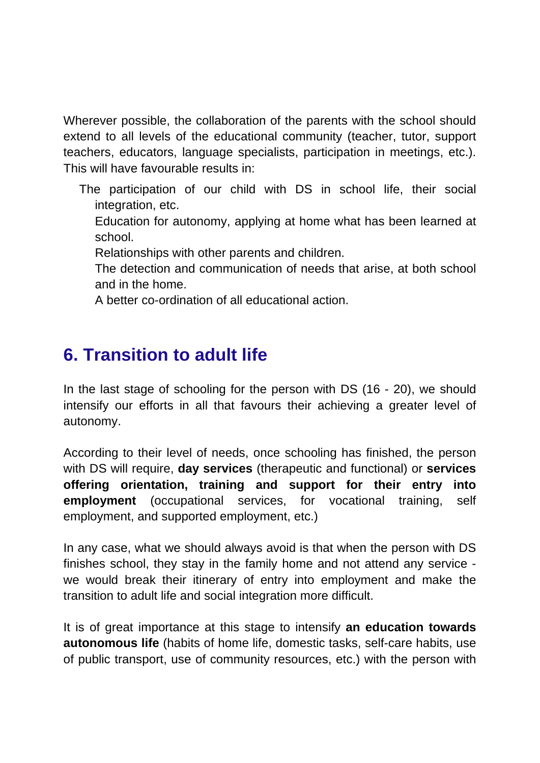Wherever possible, the collaboration of the parents with the school should extend to all levels of the educational community (teacher, tutor, support teachers, educators, language specialists, participation in meetings, etc.). This will have favourable results in:

- The participation of our child with DS in school life, their social integration, etc.
- Education for autonomy, applying at home what has been learned at school.
- Relationships with other parents and children.
- The detection and communication of needs that arise, at both school and in the home.
- A better co-ordination of all educational action.

## 6. Transition to adult life

In the last stage of schooling for the person with DS (16 - 20), we should intensify our efforts in all that favours their achieving a greater level of autonomy.

According to their level of needs, once schooling has finished, the person with DS will require, **day services** (therapeutic and functional) or **services offering orientation, training and support for their entry into employment** (occupational services, for vocational training, self employment, and supported employment, etc.)

In any case, what we should always avoid is that when the person with DS finishes school, they stay in the family home and not attend any service - we would break their itinerary of entry into employment and make the transition to adult life and social integration more difficult.

It is of great importance at this stage to intensify **an education towards autonomous life** (habits of home life, domestic tasks, self-care habits, use of public transport, use of community resources, etc.) with the person with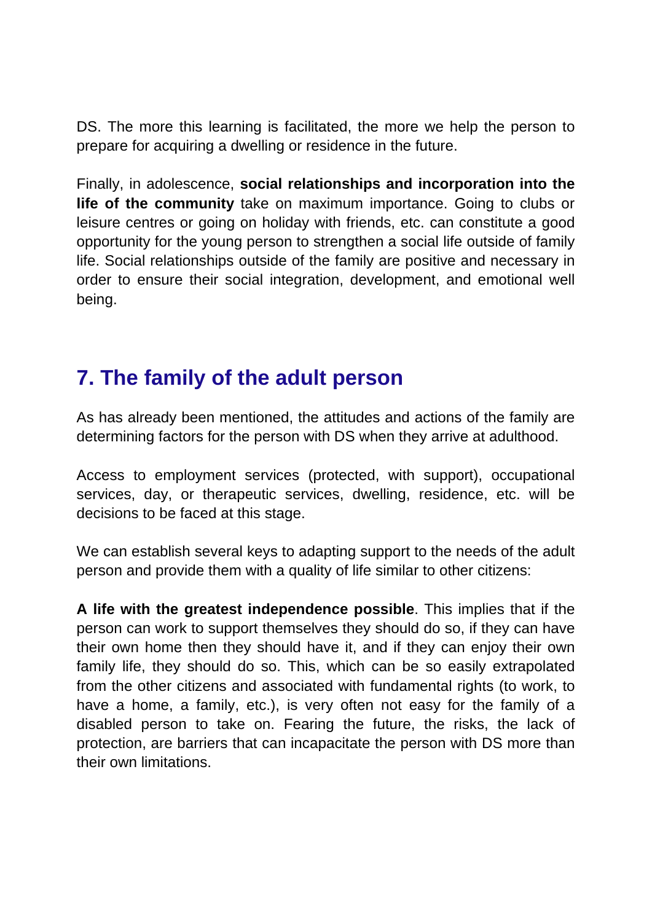DS. The more this learning is facilitated, the more we help the person to prepare for acquiring a dwelling or residence in the future.

Finally, in adolescence, **social relationships and incorporation into the life of the community** take on maximum importance. Going to clubs or leisure centres or going on holiday with friends, etc. can constitute a good opportunity for the young person to strengthen a social life outside of family life. Social relationships outside of the family are positive and necessary in order to ensure their social integration, development, and emotional well being.

## 7. The family of the adult person

As has already been mentioned, the attitudes and actions of the family are determining factors for the person with DS when they arrive at adulthood.

Access to employment services (protected, with support), occupational services, day, or therapeutic services, dwelling, residence, etc. will be decisions to be faced at this stage.

We can establish several keys to adapting support to the needs of the adult person and provide them with a quality of life similar to other citizens:

**A life with the greatest independence possible**. This implies that if the person can work to support themselves they should do so, if they can have their own home then they should have it, and if they can enjoy their own family life, they should do so. This, which can be so easily extrapolated from the other citizens and associated with fundamental rights (to work, to have a home, a family, etc.), is very often not easy for the family of a disabled person to take on. Fearing the future, the risks, the lack of protection, are barriers that can incapacitate the person with DS more than their own limitations.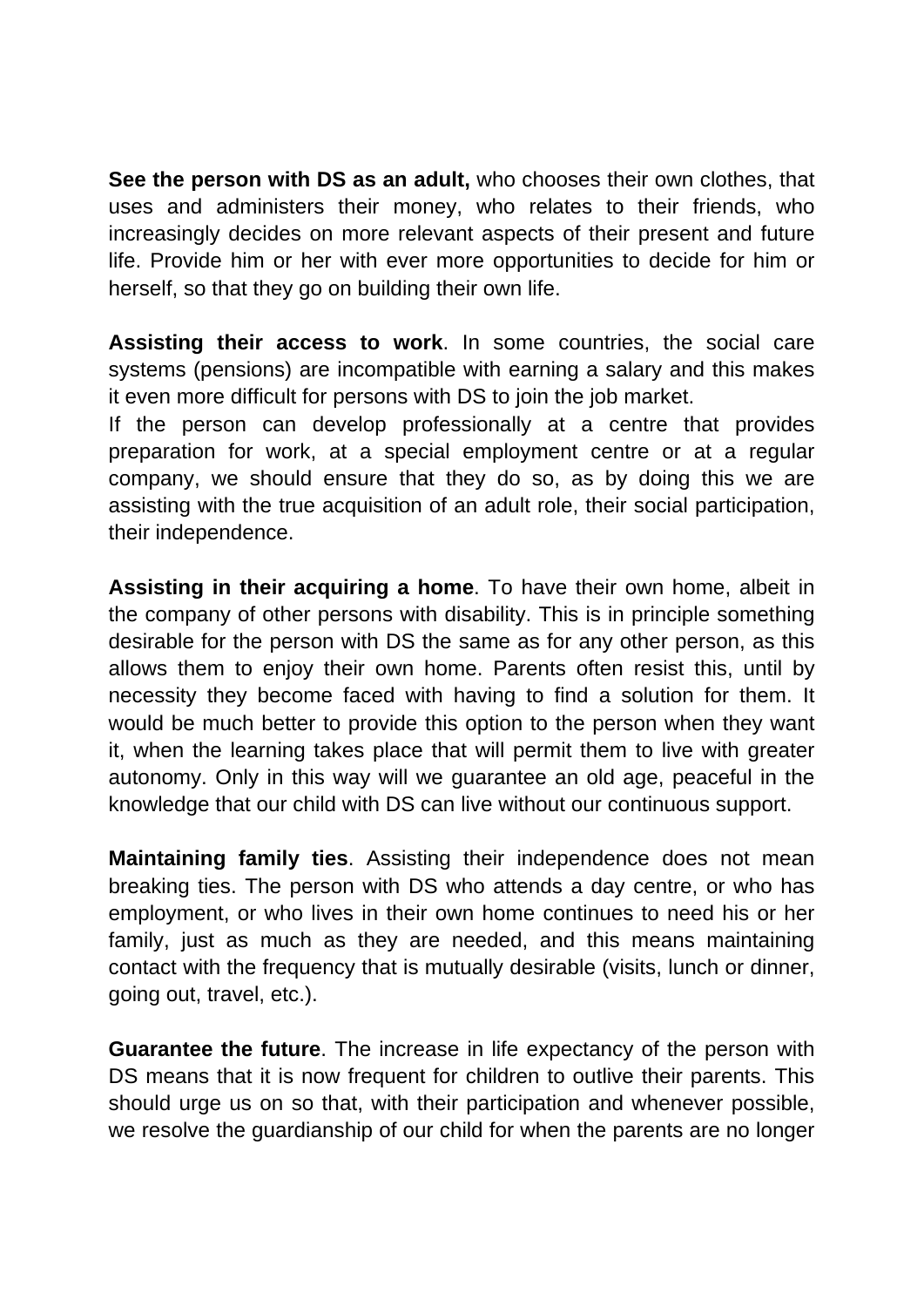**See the person with DS as an adult,** who chooses their own clothes, that uses and administers their money, who relates to their friends, who increasingly decides on more relevant aspects of their present and future life. Provide him or her with ever more opportunities to decide for him or herself, so that they go on building their own life.

**Assisting their access to work**. In some countries, the social care systems (pensions) are incompatible with earning a salary and this makes it even more difficult for persons with DS to join the job market.

If the person can develop professionally at a centre that provides preparation for work, at a special employment centre or at a regular company, we should ensure that they do so, as by doing this we are assisting with the true acquisition of an adult role, their social participation, their independence.

**Assisting in their acquiring a home**. To have their own home, albeit in the company of other persons with disability. This is in principle something desirable for the person with DS the same as for any other person, as this allows them to enjoy their own home. Parents often resist this, until by necessity they become faced with having to find a solution for them. It would be much better to provide this option to the person when they want it, when the learning takes place that will permit them to live with greater autonomy. Only in this way will we guarantee an old age, peaceful in the knowledge that our child with DS can live without our continuous support.

**Maintaining family ties**. Assisting their independence does not mean breaking ties. The person with DS who attends a day centre, or who has employment, or who lives in their own home continues to need his or her family, just as much as they are needed, and this means maintaining contact with the frequency that is mutually desirable (visits, lunch or dinner, going out, travel, etc.).

**Guarantee the future**. The increase in life expectancy of the person with DS means that it is now frequent for children to outlive their parents. This should urge us on so that, with their participation and whenever possible, we resolve the guardianship of our child for when the parents are no longer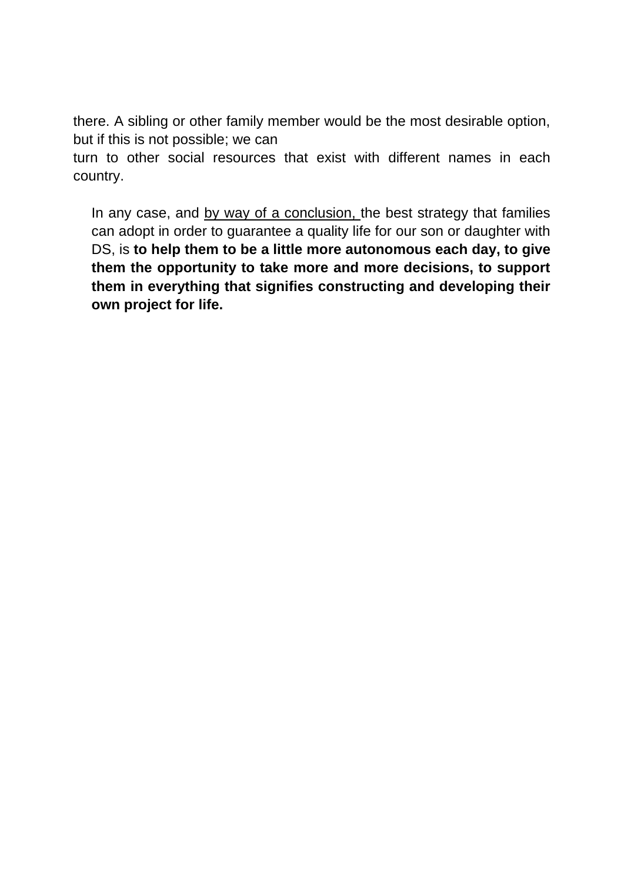there. A sibling or other family member would be the most desirable option, but if this is not possible; we can turn to other social resources that exist with different names in each country.

In any case, and <u>by way of a conclusion,</u> the best strategy that families can adopt in order to guarantee a quality life for our son or daughter with DS, is **to help them to be a little more autonomous each day, to give them the opportunity to take more and more decisions, to support them in everything that signifies constructing and developing their own project for life.**